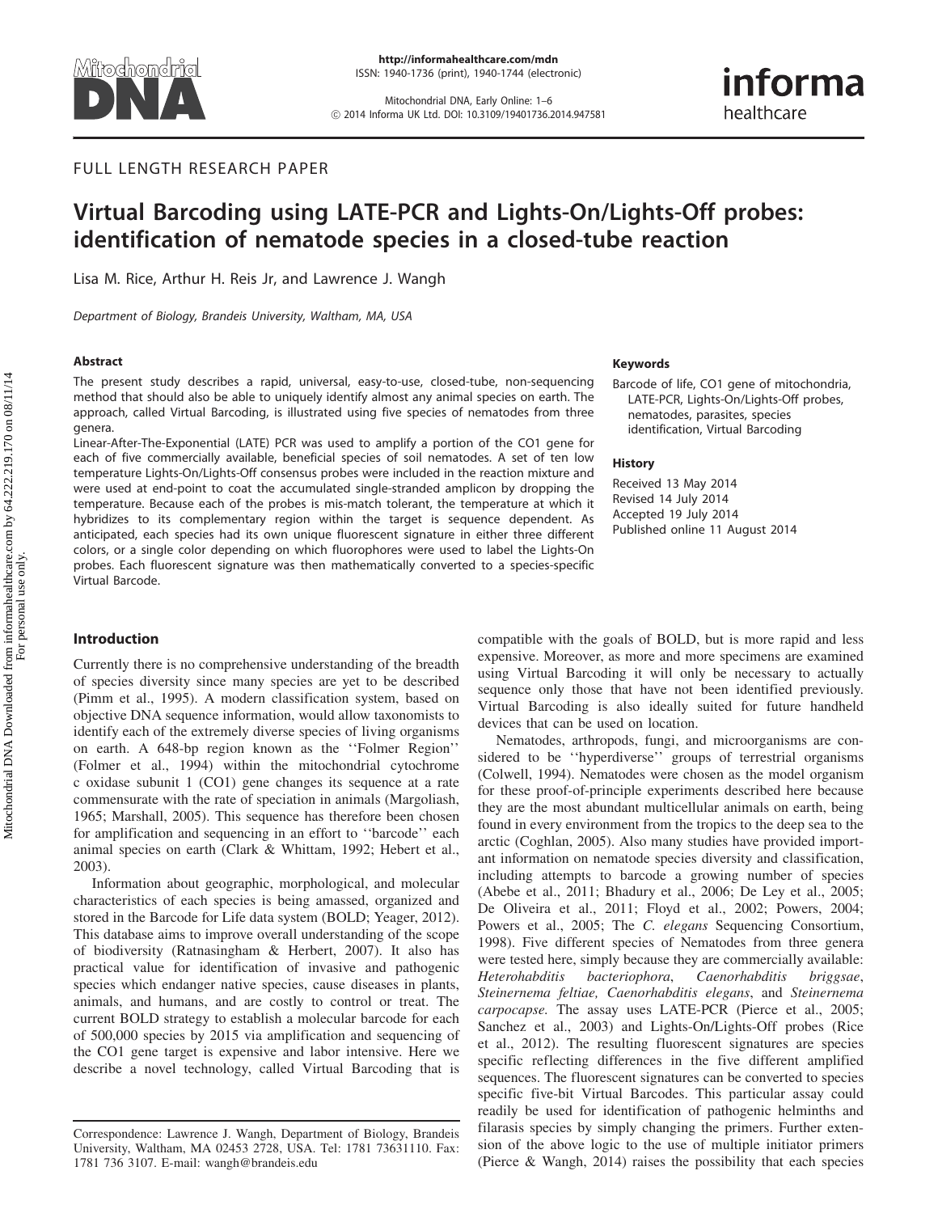FULL LENGTH RESEARCH PAPER

# Virtual Barcoding using LATE-PCR and Lights-On/Lights-Off probes: identification of nematode species in a closed-tube reaction

Lisa M. Rice, Arthur H. Reis Jr, and Lawrence J. Wangh

*Department of Biology, Brandeis University, Waltham, MA, USA*

## Abstract

The present study describes a rapid, universal, easy-to-use, closed-tube, non-sequencing method that should also be able to uniquely identify almost any animal species on earth. The approach, called Virtual Barcoding, is illustrated using five species of nematodes from three genera.

Linear-After-The-Exponential (LATE) PCR was used to amplify a portion of the CO1 gene for each of five commercially available, beneficial species of soil nematodes. A set of ten low temperature Lights-On/Lights-Off consensus probes were included in the reaction mixture and were used at end-point to coat the accumulated single-stranded amplicon by dropping the temperature. Because each of the probes is mis-match tolerant, the temperature at which it hybridizes to its complementary region within the target is sequence dependent. As anticipated, each species had its own unique fluorescent signature in either three different colors, or a single color depending on which fluorophores were used to label the Lights-On probes. Each fluorescent signature was then mathematically converted to a species-specific Virtual Barcode.

## Keywords

Barcode of life, CO1 gene of mitochondria, LATE-PCR, Lights-On/Lights-Off probes, nematodes, parasites, species identification, Virtual Barcoding

## History

Received 13 May 2014
Revised 14 July 2014
Accepted 19 July 2014
Published online 11 August 2014

## Introduction

Currently there is no comprehensive understanding of the breadth of species diversity since many species are yet to be described (Pimm et al., 1995). A modern classification system, based on objective DNA sequence information, would allow taxonomists to identify each of the extremely diverse species of living organisms on earth. A 648-bp region known as the ''Folmer Region'' (Folmer et al., 1994) within the mitochondrial cytochrome c oxidase subunit 1 (CO1) gene changes its sequence at a rate commensurate with the rate of speciation in animals (Margoliash, 1965; Marshall, 2005). This sequence has therefore been chosen for amplification and sequencing in an effort to ''barcode'' each animal species on earth (Clark & Whittam, 1992; Hebert et al., 2003).

Information about geographic, morphological, and molecular characteristics of each species is being amassed, organized and stored in the Barcode for Life data system (BOLD; Yeager, 2012). This database aims to improve overall understanding of the scope of biodiversity (Ratnasingham & Herbert, 2007). It also has practical value for identification of invasive and pathogenic species which endanger native species, cause diseases in plants, animals, and humans, and are costly to control or treat. The current BOLD strategy to establish a molecular barcode for each of 500,000 species by 2015 via amplification and sequencing of the CO1 gene target is expensive and labor intensive. Here we describe a novel technology, called Virtual Barcoding that is compatible with the goals of BOLD, but is more rapid and less expensive. Moreover, as more and more specimens are examined using Virtual Barcoding it will only be necessary to actually sequence only those that have not been identified previously. Virtual Barcoding is also ideally suited for future handheld devices that can be used on location.

Nematodes, arthropods, fungi, and microorganisms are considered to be ''hyperdiverse'' groups of terrestrial organisms (Colwell, 1994). Nematodes were chosen as the model organism for these proof-of-principle experiments described here because they are the most abundant multicellular animals on earth, being found in every environment from the tropics to the deep sea to the arctic (Coghlan, 2005). Also many studies have provided important information on nematode species diversity and classification, including attempts to barcode a growing number of species (Abebe et al., 2011; Bhadury et al., 2006; De Ley et al., 2005; De Oliveira et al., 2011; Floyd et al., 2002; Powers, 2004; Powers et al., 2005; The *C. elegans* Sequencing Consortium, 1998). Five different species of Nematodes from three genera were tested here, simply because they are commercially available: *Heterohabditis bacteriophora*, *Caenorhabditis briggsae*, *Steinernema feltiae, Caenorhabditis elegans*, and *Steinernema carpocapse.* The assay uses LATE-PCR (Pierce et al., 2005; Sanchez et al., 2003) and Lights-On/Lights-Off probes (Rice et al., 2012). The resulting fluorescent signatures are species specific reflecting differences in the five different amplified sequences. The fluorescent signatures can be converted to species specific five-bit Virtual Barcodes. This particular assay could readily be used for identification of pathogenic helminths and filarasis species by simply changing the primers. Further extension of the above logic to the use of multiple initiator primers (Pierce & Wangh, 2014) raises the possibility that each species

Correspondence: Lawrence J. Wangh, Department of Biology, Brandeis University, Waltham, MA 02453 2728, USA. Tel: 1781 73631110. Fax: 1781 736 3107. E-mail: wangh@brandeis.edu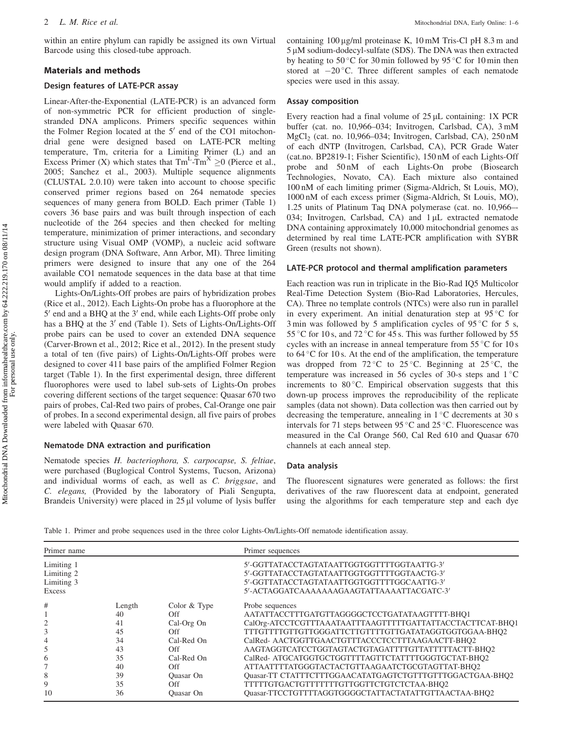within an entire phylum can rapidly be assigned its own Virtual Barcode using this closed-tube approach.

## Materials and methods

### Design features of LATE-PCR assay

Linear-After-the-Exponential (LATE-PCR) is an advanced form of non-symmetric PCR for efficient production of single-stranded DNA amplicons. Primers specific sequences within the Folmer Region located at the 5′ end of the CO1 mitochondrial gene were designed based on LATE-PCR melting temperature, Tm, criteria for a Limiting Primer (L) and an Excess Primer (X) which states that $Tm^L$-$Tm^X \geq 0$ (Pierce et al., 2005; Sanchez et al., 2003). Multiple sequence alignments (CLUSTAL 2.0.10) were taken into account to choose specific conserved primer regions based on 264 nematode species sequences of many genera from BOLD. Each primer (Table 1) covers 36 base pairs and was built through inspection of each nucleotide of the 264 species and then checked for melting temperature, minimization of primer interactions, and secondary structure using Visual OMP (VOMP), a nucleic acid software design program (DNA Software, Ann Arbor, MI). Three limiting primers were designed to insure that any one of the 264 available CO1 nematode sequences in the data base at that time would amplify if added to a reaction.

Lights-On/Lights-Off probes are pairs of hybridization probes (Rice et al., 2012). Each Lights-On probe has a fluorophore at the 5′ end and a BHQ at the 3′ end, while each Lights-Off probe only has a BHQ at the 3′ end (Table 1). Sets of Lights-On/Lights-Off probe pairs can be used to cover an extended DNA sequence (Carver-Brown et al., 2012; Rice et al., 2012). In the present study a total of ten (five pairs) of Lights-On/Lights-Off probes were designed to cover 411 base pairs of the amplified Folmer Region target (Table 1). In the first experimental design, three different fluorophores were used to label sub-sets of Lights-On probes covering different sections of the target sequence: Quasar 670 two pairs of probes, Cal-Red two pairs of probes, Cal-Orange one pair of probes. In a second experimental design, all five pairs of probes were labeled with Quasar 670.

### Nematode DNA extraction and purification

Nematode species *H. bacteriophora, S. carpocapse, S. feltiae*, were purchased (Buglogical Control Systems, Tucson, Arizona) and individual worms of each, as well as *C. briggsae*, and *C. elegans,* (Provided by the laboratory of Piali Sengupta, Brandeis University) were placed in 25 μl volume of lysis buffer containing 100 μg/ml proteinase K, 10 mM Tris-Cl pH 8.3 m and 5 μM sodium-dodecyl-sulfate (SDS). The DNA was then extracted by heating to 50 °C for 30 min followed by 95 °C for 10 min then stored at −20 °C. Three different samples of each nematode species were used in this assay.

### Assay composition

Every reaction had a final volume of 25 μL containing: 1X PCR buffer (cat. no. 10,966–034; Invitrogen, Carlsbad, CA), 3 mM $MgCl_2$ (cat. no. 10,966–034; Invitrogen, Carlsbad, CA), 250 nM of each dNTP (Invitrogen, Carlsbad, CA), PCR Grade Water (cat.no. BP2819-1; Fisher Scientific), 150 nM of each Lights-Off probe and 50 nM of each Lights-On probe (Biosearch Technologies, Novato, CA). Each mixture also contained 100 nM of each limiting primer (Sigma-Aldrich, St Louis, MO), 1000 nM of each excess primer (Sigma-Aldrich, St Louis, MO), 1.25 units of Platinum Taq DNA polymerase (cat. no. 10,966–-034; Invitrogen, Carlsbad, CA) and 1 μL extracted nematode DNA containing approximately 10,000 mitochondrial genomes as determined by real time LATE-PCR amplification with SYBR Green (results not shown).

### LATE-PCR protocol and thermal amplification parameters

Each reaction was run in triplicate in the Bio-Rad IQ5 Multicolor Real-Time Detection System (Bio-Rad Laboratories, Hercules, CA). Three no template controls (NTCs) were also run in parallel in every experiment. An initial denaturation step at 95 °C for 3 min was followed by 5 amplification cycles of 95 °C for 5 s, 55 °C for 10 s, and 72 °C for 45 s. This was further followed by 55 cycles with an increase in anneal temperature from 55 °C for 10 s to 64 °C for 10 s. At the end of the amplification, the temperature was dropped from 72 °C to 25 °C. Beginning at 25 °C, the temperature was increased in 56 cycles of 30-s steps and 1 °C increments to 80 °C. Empirical observation suggests that this down-up process improves the reproducibility of the replicate samples (data not shown). Data collection was then carried out by decreasing the temperature, annealing in 1 °C decrements at 30 s intervals for 71 steps between 95 °C and 25 °C. Fluorescence was measured in the Cal Orange 560, Cal Red 610 and Quasar 670 channels at each anneal step.

### Data analysis

The fluorescent signatures were generated as follows: the first derivatives of the raw fluorescent data at endpoint, generated using the algorithms for each temperature step and each dye

Table 1. Primer and probe sequences used in the three color Lights-On/Lights-Off nematode identification assay.

| Primer name | | | Primer sequences |
|---|---|---|---|
| Limiting 1 | | | 5′-GGTTATACCTAGTATAATTGGTGGTTTTGGTAATTG-3′ |
| Limiting 2 | | | 5′-GGTTATACCTAGTATAATTGGTGGTTTTGGTAACTG-3′ |
| Limiting 3 | | | 5′-GGTTATACCTAGTATAATTGGTGGTTTTGGCAATTG-3′ |
| Excess | | | 5′-ACTAGGATCAAAAAAAGAAGTATTAAAATTACGATC-3′ |
| # | Length | Color & Type | Probe sequences |
| 1 | 40 | Off | AATATTACCTTTGATGTTAGGGGCTCCTGATATAAGTTTT-BHQ1 |
| 2 | 41 | Cal-Org On | CalOrg-ATCCTCGTTTAAATAATTTAAGTTTTTGATTATTACCTACTTCAT-BHQ1 |
| 3 | 45 | Off | TTTGTTTTGTTGTTGGGATTCTTGTTTTGTTGATATAGGTGGTGGAA-BHQ2 |
| 4 | 34 | Cal-Red On | CalRed- AACTGGTTGAACTGTTTACCCTCCTTTAAGAACTT-BHQ2 |
| 5 | 43 | Off | AAGTAGGTCATCCTGGTAGTACTGTAGATTTTGTTATTTTTACTT-BHQ2 |
| 6 | 35 | Cal-Red On | CalRed- ATGCATGGTGCTGGTTTTAGTTCTATTTTGGGTGCTAT-BHQ2 |
| 7 | 40 | Off | ATTAATTTTATGGGTACTACTGTTAAGAATCTGCGTAGTTAT-BHQ2 |
| 8 | 39 | Quasar On | Quasar-TT CTATTTCTTTGGAACATATGAGTCTGTTTGTTTGGACTGAA-BHQ2 |
| 9 | 35 | Off | TTTTTGTGACTGTTTTTTTGTTGGTTCTGTCTCTAA-BHQ2 |
| 10 | 36 | Quasar On | Quasar-TTCCTGTTTTAGGTGGGGCTATTACTATATTGTTAACTAA-BHQ2 |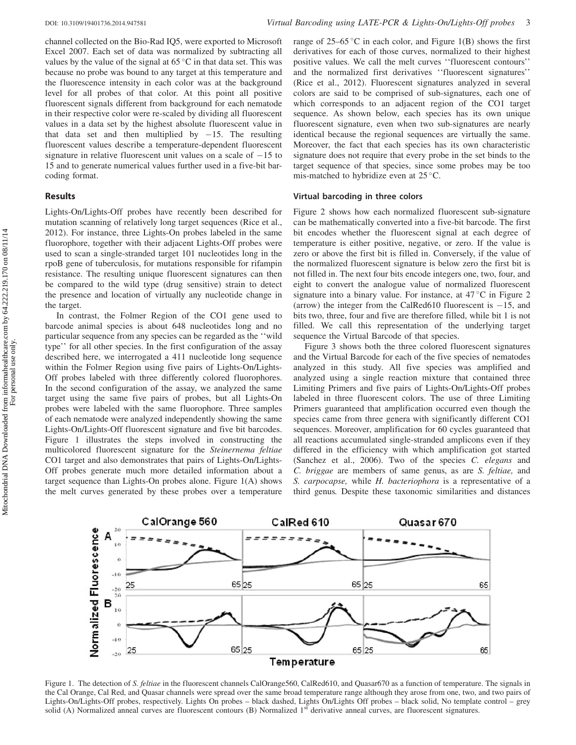channel collected on the Bio-Rad IQ5, were exported to Microsoft Excel 2007. Each set of data was normalized by subtracting all values by the value of the signal at 65 °C in that data set. This was because no probe was bound to any target at this temperature and the fluorescence intensity in each color was at the background level for all probes of that color. At this point all positive fluorescent signals different from background for each nematode in their respective color were re-scaled by dividing all fluorescent values in a data set by the highest absolute fluorescent value in that data set and then multiplied by −15. The resulting fluorescent values describe a temperature-dependent fluorescent signature in relative fluorescent unit values on a scale of −15 to 15 and to generate numerical values further used in a five-bit barcoding format.

## Results

Lights-On/Lights-Off probes have recently been described for mutation scanning of relatively long target sequences (Rice et al., 2012). For instance, three Lights-On probes labeled in the same fluorophore, together with their adjacent Lights-Off probes were used to scan a single-stranded target 101 nucleotides long in the rpoB gene of tuberculosis, for mutations responsible for rifampin resistance. The resulting unique fluorescent signatures can then be compared to the wild type (drug sensitive) strain to detect the presence and location of virtually any nucleotide change in the target.

In contrast, the Folmer Region of the CO1 gene used to barcode animal species is about 648 nucleotides long and no particular sequence from any species can be regarded as the ''wild type'' for all other species. In the first configuration of the assay described here, we interrogated a 411 nucleotide long sequence within the Folmer Region using five pairs of Lights-On/Lights-Off probes labeled with three differently colored fluorophores. In the second configuration of the assay, we analyzed the same target using the same five pairs of probes, but all Lights-On probes were labeled with the same fluorophore. Three samples of each nematode were analyzed independently showing the same Lights-On/Lights-Off fluorescent signature and five bit barcodes. Figure 1 illustrates the steps involved in constructing the multicolored fluorescent signature for the *Steinernema feltiae* CO1 target and also demonstrates that pairs of Lights-On/Lights-Off probes generate much more detailed information about a target sequence than Lights-On probes alone. Figure 1(A) shows the melt curves generated by these probes over a temperature range of 25–65 °C in each color, and Figure 1(B) shows the first derivatives for each of those curves, normalized to their highest positive values. We call the melt curves ''fluorescent contours'' and the normalized first derivatives ''fluorescent signatures'' (Rice et al., 2012). Fluorescent signatures analyzed in several colors are said to be comprised of sub-signatures, each one of which corresponds to an adjacent region of the CO1 target sequence. As shown below, each species has its own unique fluorescent signature, even when two sub-signatures are nearly identical because the regional sequences are virtually the same. Moreover, the fact that each species has its own characteristic signature does not require that every probe in the set binds to the target sequence of that species, since some probes may be too mis-matched to hybridize even at 25 °C.

### Virtual barcoding in three colors

Figure 2 shows how each normalized fluorescent sub-signature can be mathematically converted into a five-bit barcode. The first bit encodes whether the fluorescent signal at each degree of temperature is either positive, negative, or zero. If the value is zero or above the first bit is filled in. Conversely, if the value of the normalized fluorescent signature is below zero the first bit is not filled in. The next four bits encode integers one, two, four, and eight to convert the analogue value of normalized fluorescent signature into a binary value. For instance, at 47 °C in Figure 2 (arrow) the integer from the CalRed610 fluorescent is −15, and bits two, three, four and five are therefore filled, while bit 1 is not filled. We call this representation of the underlying target sequence the Virtual Barcode of that species.

Figure 3 shows both the three colored fluorescent signatures and the Virtual Barcode for each of the five species of nematodes analyzed in this study. All five species was amplified and analyzed using a single reaction mixture that contained three Limiting Primers and five pairs of Lights-On/Lights-Off probes labeled in three fluorescent colors. The use of three Limiting Primers guaranteed that amplification occurred even though the species came from three genera with significantly different CO1 sequences. Moreover, amplification for 60 cycles guaranteed that all reactions accumulated single-stranded amplicons even if they differed in the efficiency with which amplification got started (Sanchez et al., 2006). Two of the species *C. elegans* and *C. briggae* are members of same genus, as are *S. feltiae,* and *S. carpocapse,* while *H. bacteriophora* is a representative of a third genus. Despite these taxonomic similarities and distances

Figure 1. The detection of *S. feltiae* in the fluorescent channels CalOrange560, CalRed610, and Quasar670 as a function of temperature. The signals in the Cal Orange, Cal Red, and Quasar channels were spread over the same broad temperature range although they arose from one, two, and two pairs of Lights-On/Lights-Off probes, respectively. Lights On probes – black dashed, Lights On/Lights Off probes – black solid, No template control – grey solid (A) Normalized anneal curves are fluorescent contours (B) Normalized 1st derivative anneal curves, are fluorescent signatures.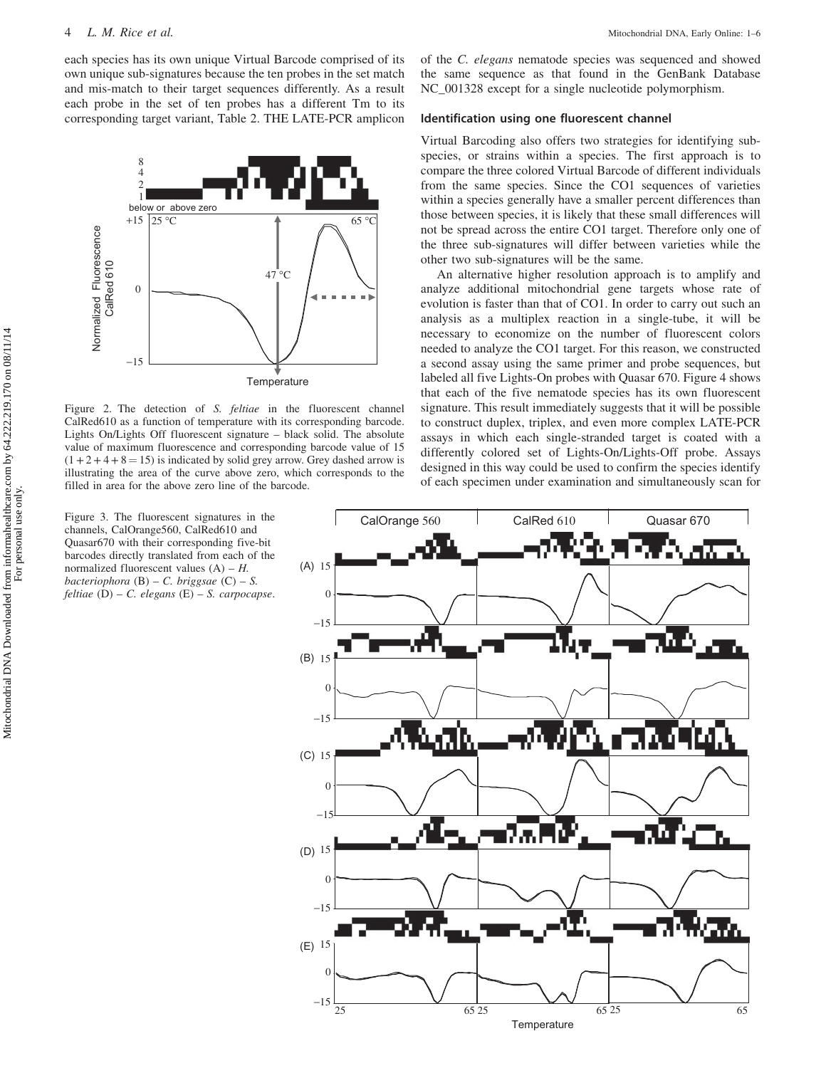each species has its own unique Virtual Barcode comprised of its own unique sub-signatures because the ten probes in the set match and mis-match to their target sequences differently. As a result each probe in the set of ten probes has a different Tm to its corresponding target variant, Table 2. THE LATE-PCR amplicon of the *C. elegans* nematode species was sequenced and showed the same sequence as that found in the GenBank Database NC_001328 except for a single nucleotide polymorphism.

Figure 2. The detection of *S. feltiae* in the fluorescent channel CalRed610 as a function of temperature with its corresponding barcode. Lights On/Lights Off fluorescent signature – black solid. The absolute value of maximum fluorescence and corresponding barcode value of 15 $(1+2+4+8=15)$ is indicated by solid grey arrow. Grey dashed arrow is illustrating the area of the curve above zero, which corresponds to the filled in area for the above zero line of the barcode.

### Identification using one fluorescent channel

Virtual Barcoding also offers two strategies for identifying sub-species, or strains within a species. The first approach is to compare the three colored Virtual Barcode of different individuals from the same species. Since the CO1 sequences of varieties within a species generally have a smaller percent differences than those between species, it is likely that these small differences will not be spread across the entire CO1 target. Therefore only one of the three sub-signatures will differ between varieties while the other two sub-signatures will be the same.

An alternative higher resolution approach is to amplify and analyze additional mitochondrial gene targets whose rate of evolution is faster than that of CO1. In order to carry out such an analysis as a multiplex reaction in a single-tube, it will be necessary to economize on the number of fluorescent colors needed to analyze the CO1 target. For this reason, we constructed a second assay using the same primer and probe sequences, but labeled all five Lights-On probes with Quasar 670. Figure 4 shows that each of the five nematode species has its own fluorescent signature. This result immediately suggests that it will be possible to construct duplex, triplex, and even more complex LATE-PCR assays in which each single-stranded target is coated with a differently colored set of Lights-On/Lights-Off probe. Assays designed in this way could be used to confirm the species identify of each specimen under examination and simultaneously scan for

Figure 3. The fluorescent signatures in the channels, CalOrange560, CalRed610 and Quasar670 with their corresponding five-bit barcodes directly translated from each of the normalized fluorescent values (A) – *H. bacteriophora* (B) – *C. briggsae* (C) – *S. feltiae* (D) – *C. elegans* (E) – *S. carpocapse*.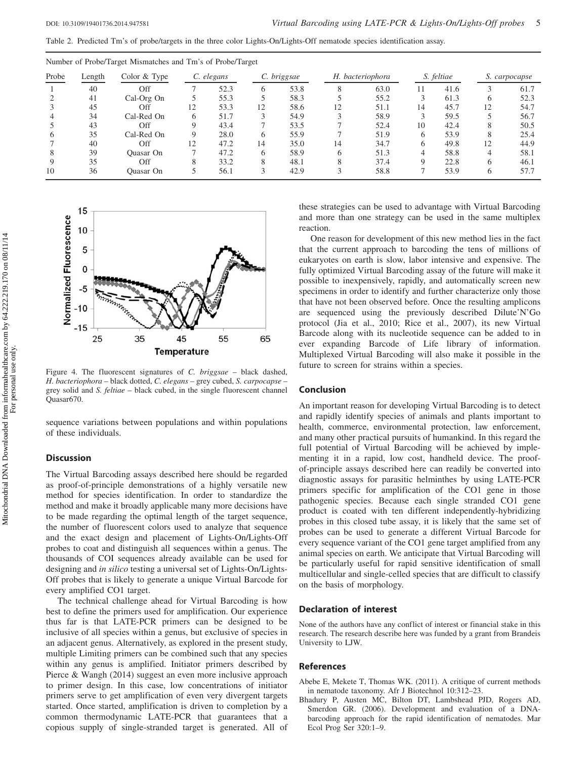Table 2. Predicted Tm's of probe/targets in the three color Lights-On/Lights-Off nematode species identification assay.

| Number of Probe/Target Mismatches and Tm's of Probe/Target | | | | | | | | | | | | |
|---|---|---|---|---|---|---|---|---|---|---|---|---|
| Probe | Length | Color & Type | *C. elegans* | | *C. briggsae* | | *H. bacteriophora* | | *S. feltiae* | | *S. carpocapse* | |
| 1 | 40 | Off | 7 | 52.3 | 6 | 53.8 | 8 | 63.0 | 11 | 41.6 | 3 | 61.7 |
| 2 | 41 | Cal-Org On | 5 | 55.3 | 5 | 58.3 | 5 | 55.2 | 3 | 61.3 | 6 | 52.3 |
| 3 | 45 | Off | 12 | 53.3 | 12 | 58.6 | 12 | 51.1 | 14 | 45.7 | 12 | 54.7 |
| 4 | 34 | Cal-Red On | 6 | 51.7 | 3 | 54.9 | 3 | 58.9 | 3 | 59.5 | 5 | 56.7 |
| 5 | 43 | Off | 9 | 43.4 | 7 | 53.5 | 7 | 52.4 | 10 | 42.4 | 8 | 50.5 |
| 6 | 35 | Cal-Red On | 9 | 28.0 | 6 | 55.9 | 7 | 51.9 | 6 | 53.9 | 8 | 25.4 |
| 7 | 40 | Off | 12 | 47.2 | 14 | 35.0 | 14 | 34.7 | 6 | 49.8 | 12 | 44.9 |
| 8 | 39 | Quasar On | 7 | 47.2 | 6 | 58.9 | 6 | 51.3 | 4 | 58.8 | 4 | 58.1 |
| 9 | 35 | Off | 8 | 33.2 | 8 | 48.1 | 8 | 37.4 | 9 | 22.8 | 6 | 46.1 |
| 10 | 36 | Quasar On | 5 | 56.1 | 3 | 42.9 | 3 | 58.8 | 7 | 53.9 | 6 | 57.7 |

Figure 4. The fluorescent signatures of *C. briggsae* – black dashed, *H. bacteriophora* – black dotted, *C. elegans* – grey cubed, *S. carpocapse* – grey solid and *S. feltiae* – black cubed, in the single fluorescent channel Quasar670.

sequence variations between populations and within populations of these individuals.

## Discussion

The Virtual Barcoding assays described here should be regarded as proof-of-principle demonstrations of a highly versatile new method for species identification. In order to standardize the method and make it broadly applicable many more decisions have to be made regarding the optimal length of the target sequence, the number of fluorescent colors used to analyze that sequence and the exact design and placement of Lights-On/Lights-Off probes to coat and distinguish all sequences within a genus. The thousands of COI sequences already available can be used for designing and *in silico* testing a universal set of Lights-On/Lights-Off probes that is likely to generate a unique Virtual Barcode for every amplified CO1 target.

The technical challenge ahead for Virtual Barcoding is how best to define the primers used for amplification. Our experience thus far is that LATE-PCR primers can be designed to be inclusive of all species within a genus, but exclusive of species in an adjacent genus. Alternatively, as explored in the present study, multiple Limiting primers can be combined such that any species within any genus is amplified. Initiator primers described by Pierce & Wangh (2014) suggest an even more inclusive approach to primer design. In this case, low concentrations of initiator primers serve to get amplification of even very divergent targets started. Once started, amplification is driven to completion by a common thermodynamic LATE-PCR that guarantees that a copious supply of single-stranded target is generated. All of these strategies can be used to advantage with Virtual Barcoding and more than one strategy can be used in the same multiplex reaction.

One reason for development of this new method lies in the fact that the current approach to barcoding the tens of millions of eukaryotes on earth is slow, labor intensive and expensive. The fully optimized Virtual Barcoding assay of the future will make it possible to inexpensively, rapidly, and automatically screen new specimens in order to identify and further characterize only those that have not been observed before. Once the resulting amplicons are sequenced using the previously described Dilute'N'Go protocol (Jia et al., 2010; Rice et al., 2007), its new Virtual Barcode along with its nucleotide sequence can be added to in ever expanding Barcode of Life library of information. Multiplexed Virtual Barcoding will also make it possible in the future to screen for strains within a species.

## Conclusion

An important reason for developing Virtual Barcoding is to detect and rapidly identify species of animals and plants important to health, commerce, environmental protection, law enforcement, and many other practical pursuits of humankind. In this regard the full potential of Virtual Barcoding will be achieved by implementing it in a rapid, low cost, handheld device. The proof-of-principle assays described here can readily be converted into diagnostic assays for parasitic helminthes by using LATE-PCR primers specific for amplification of the CO1 gene in those pathogenic species. Because each single stranded CO1 gene product is coated with ten different independently-hybridizing probes in this closed tube assay, it is likely that the same set of probes can be used to generate a different Virtual Barcode for every sequence variant of the CO1 gene target amplified from any animal species on earth. We anticipate that Virtual Barcoding will be particularly useful for rapid sensitive identification of small multicellular and single-celled species that are difficult to classify on the basis of morphology.

## Declaration of interest

None of the authors have any conflict of interest or financial stake in this research. The research describe here was funded by a grant from Brandeis University to LJW.

## References

Abebe E, Mekete T, Thomas WK. (2011). A critique of current methods in nematode taxonomy. Afr J Biotechnol 10:312–23.

Bhadury P, Austen MC, Bilton DT, Lambshead PJD, Rogers AD, Smerdon GR. (2006). Development and evaluation of a DNA-barcoding approach for the rapid identification of nematodes. Mar Ecol Prog Ser 320:1–9.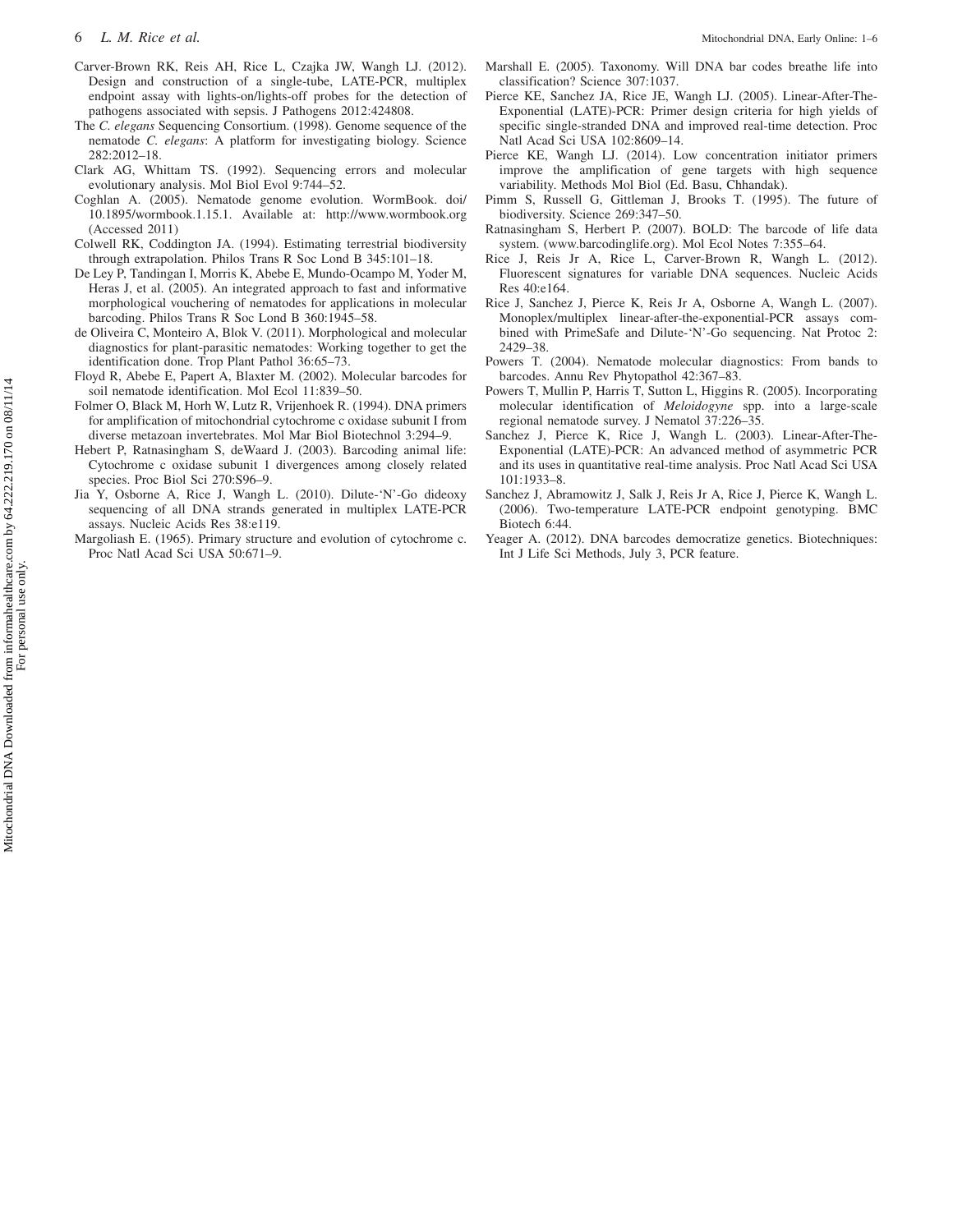Carver-Brown RK, Reis AH, Rice L, Czajka JW, Wangh LJ. (2012). Design and construction of a single-tube, LATE-PCR, multiplex endpoint assay with lights-on/lights-off probes for the detection of pathogens associated with sepsis. J Pathogens 2012:424808.

The *C. elegans* Sequencing Consortium. (1998). Genome sequence of the nematode *C. elegans*: A platform for investigating biology. Science 282:2012–18.

Clark AG, Whittam TS. (1992). Sequencing errors and molecular evolutionary analysis. Mol Biol Evol 9:744–52.

Coghlan A. (2005). Nematode genome evolution. WormBook. doi/10.1895/wormbook.1.15.1. Available at: http://www.wormbook.org (Accessed 2011)

Colwell RK, Coddington JA. (1994). Estimating terrestrial biodiversity through extrapolation. Philos Trans R Soc Lond B 345:101–18.

De Ley P, Tandingan I, Morris K, Abebe E, Mundo-Ocampo M, Yoder M, Heras J, et al. (2005). An integrated approach to fast and informative morphological vouchering of nematodes for applications in molecular barcoding. Philos Trans R Soc Lond B 360:1945–58.

de Oliveira C, Monteiro A, Blok V. (2011). Morphological and molecular diagnostics for plant-parasitic nematodes: Working together to get the identification done. Trop Plant Pathol 36:65–73.

Floyd R, Abebe E, Papert A, Blaxter M. (2002). Molecular barcodes for soil nematode identification. Mol Ecol 11:839–50.

Folmer O, Black M, Horh W, Lutz R, Vrijenhoek R. (1994). DNA primers for amplification of mitochondrial cytochrome c oxidase subunit I from diverse metazoan invertebrates. Mol Mar Biol Biotechnol 3:294–9.

Hebert P, Ratnasingham S, deWaard J. (2003). Barcoding animal life: Cytochrome c oxidase subunit 1 divergences among closely related species. Proc Biol Sci 270:S96–9.

Jia Y, Osborne A, Rice J, Wangh L. (2010). Dilute-'N'-Go dideoxy sequencing of all DNA strands generated in multiplex LATE-PCR assays. Nucleic Acids Res 38:e119.

Margoliash E. (1965). Primary structure and evolution of cytochrome c. Proc Natl Acad Sci USA 50:671–9.

Marshall E. (2005). Taxonomy. Will DNA bar codes breathe life into classification? Science 307:1037.

Pierce KE, Sanchez JA, Rice JE, Wangh LJ. (2005). Linear-After-The-Exponential (LATE)-PCR: Primer design criteria for high yields of specific single-stranded DNA and improved real-time detection. Proc Natl Acad Sci USA 102:8609–14.

Pierce KE, Wangh LJ. (2014). Low concentration initiator primers improve the amplification of gene targets with high sequence variability. Methods Mol Biol (Ed. Basu, Chhandak).

Pimm S, Russell G, Gittleman J, Brooks T. (1995). The future of biodiversity. Science 269:347–50.

Ratnasingham S, Herbert P. (2007). BOLD: The barcode of life data system. (www.barcodinglife.org). Mol Ecol Notes 7:355–64.

Rice J, Reis Jr A, Rice L, Carver-Brown R, Wangh L. (2012). Fluorescent signatures for variable DNA sequences. Nucleic Acids Res 40:e164.

Rice J, Sanchez J, Pierce K, Reis Jr A, Osborne A, Wangh L. (2007). Monoplex/multiplex linear-after-the-exponential-PCR assays combined with PrimeSafe and Dilute-'N'-Go sequencing. Nat Protoc 2: 2429–38.

Powers T. (2004). Nematode molecular diagnostics: From bands to barcodes. Annu Rev Phytopathol 42:367–83.

Powers T, Mullin P, Harris T, Sutton L, Higgins R. (2005). Incorporating molecular identification of *Meloidogyne* spp. into a large-scale regional nematode survey. J Nematol 37:226–35.

Sanchez J, Pierce K, Rice J, Wangh L. (2003). Linear-After-The-Exponential (LATE)-PCR: An advanced method of asymmetric PCR and its uses in quantitative real-time analysis. Proc Natl Acad Sci USA 101:1933–8.

Sanchez J, Abramowitz J, Salk J, Reis Jr A, Rice J, Pierce K, Wangh L. (2006). Two-temperature LATE-PCR endpoint genotyping. BMC Biotech 6:44.

Yeager A. (2012). DNA barcodes democratize genetics. Biotechniques: Int J Life Sci Methods, July 3, PCR feature.